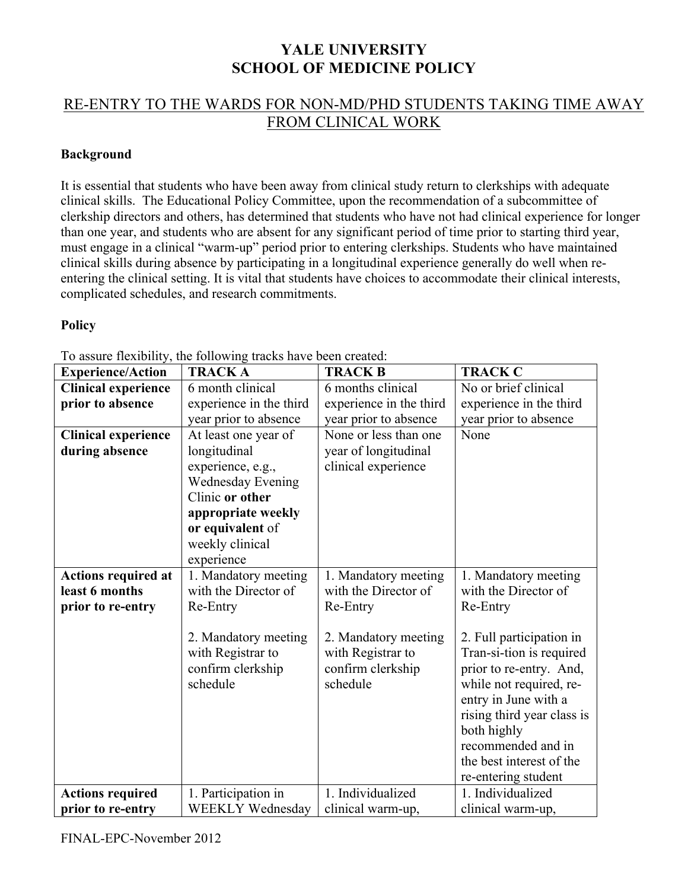# YALE UNIVERSITY
# SCHOOL OF MEDICINE POLICY

## RE-ENTRY TO THE WARDS FOR NON-MD/PHD STUDENTS TAKING TIME AWAY FROM CLINICAL WORK

**Background**

It is essential that students who have been away from clinical study return to clerkships with adequate clinical skills. The Educational Policy Committee, upon the recommendation of a subcommittee of clerkship directors and others, has determined that students who have not had clinical experience for longer than one year, and students who are absent for any significant period of time prior to starting third year, must engage in a clinical "warm-up" period prior to entering clerkships. Students who have maintained clinical skills during absence by participating in a longitudinal experience generally do well when re-entering the clinical setting. It is vital that students have choices to accommodate their clinical interests, complicated schedules, and research commitments.

**Policy**

To assure flexibility, the following tracks have been created:

| Experience/Action | TRACK A | TRACK B | TRACK C |
|---|---|---|---|
| **Clinical experience prior to absence** | 6 month clinical experience in the third year prior to absence | 6 months clinical experience in the third year prior to absence | No or brief clinical experience in the third year prior to absence |
| **Clinical experience during absence** | At least one year of longitudinal experience, e.g., Wednesday Evening Clinic **or other appropriate weekly or equivalent** of weekly clinical experience | None or less than one year of longitudinal clinical experience | None |
| **Actions required at least 6 months prior to re-entry** | 1. Mandatory meeting with the Director of Re-Entry<br><br>2. Mandatory meeting with Registrar to confirm clerkship schedule | 1. Mandatory meeting with the Director of Re-Entry<br><br>2. Mandatory meeting with Registrar to confirm clerkship schedule | 1. Mandatory meeting with the Director of Re-Entry<br><br>2. Full participation in Tran-si-tion is required prior to re-entry. And, while not required, re-entry in June with a rising third year class is both highly recommended and in the best interest of the re-entering student |
| **Actions required prior to re-entry** | 1. Participation in WEEKLY Wednesday | 1. Individualized clinical warm-up, | 1. Individualized clinical warm-up, |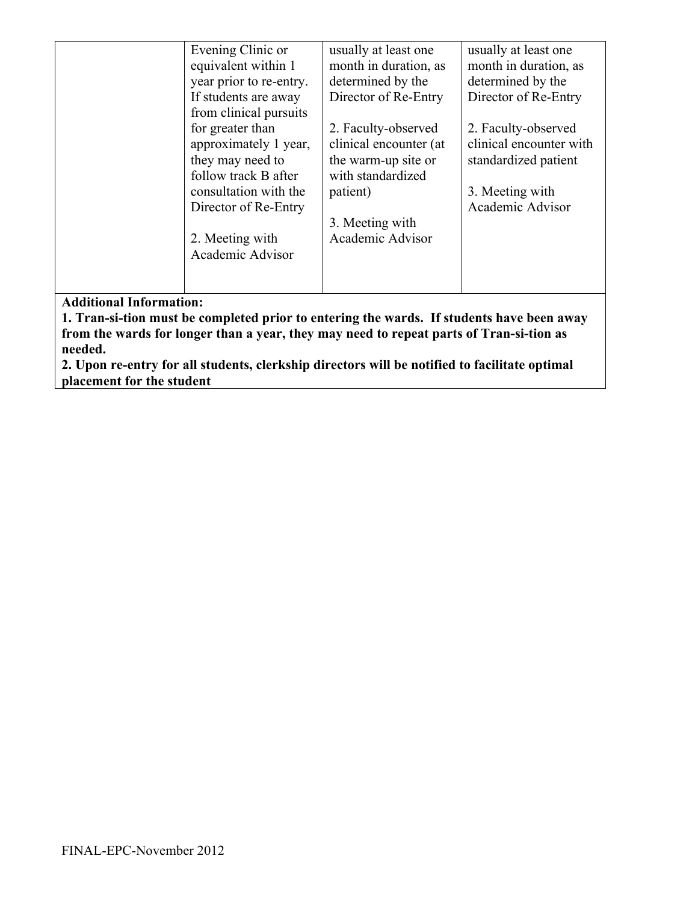| | | | |
|---|---|---|---|
| | Evening Clinic or equivalent within 1 year prior to re-entry. If students are away from clinical pursuits for greater than approximately 1 year, they may need to follow track B after consultation with the Director of Re-Entry<br><br>2. Meeting with Academic Advisor | usually at least one month in duration, as determined by the Director of Re-Entry<br><br>2. Faculty-observed clinical encounter (at the warm-up site or with standardized patient)<br><br>3. Meeting with Academic Advisor | usually at least one month in duration, as determined by the Director of Re-Entry<br><br>2. Faculty-observed clinical encounter with standardized patient<br><br>3. Meeting with Academic Advisor |

**Additional Information:**

**1. Tran-si-tion must be completed prior to entering the wards. If students have been away from the wards for longer than a year, they may need to repeat parts of Tran-si-tion as needed.**

**2. Upon re-entry for all students, clerkship directors will be notified to facilitate optimal placement for the student**

FINAL-EPC-November 2012